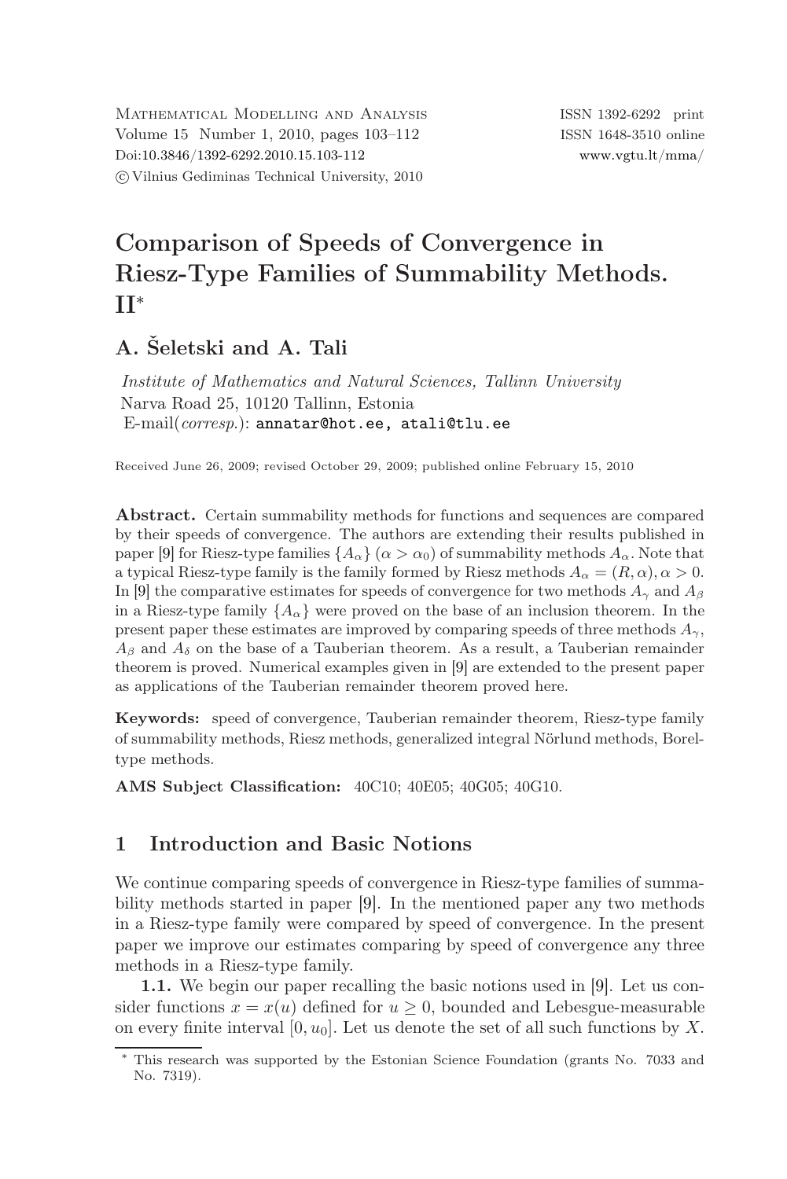# Comparison of Speeds of Convergence in Riesz-Type Families of Summability Methods. II*

## A. Šeletski and A. Tali

*Institute of Mathematics and Natural Sciences, Tallinn University*
Narva Road 25, 10120 Tallinn, Estonia
E-mail(*corresp.*): annatar@hot.ee, atali@tlu.ee

Received June 26, 2009; revised October 29, 2009; published online February 15, 2010

**Abstract.** Certain summability methods for functions and sequences are compared by their speeds of convergence. The authors are extending their results published in paper [9] for Riesz-type families $\{A_\alpha\}$ $(\alpha > \alpha_0)$ of summability methods $A_\alpha$. Note that a typical Riesz-type family is the family formed by Riesz methods $A_\alpha = (R, \alpha)$, $\alpha > 0$. In [9] the comparative estimates for speeds of convergence for two methods $A_\gamma$ and $A_\beta$ in a Riesz-type family $\{A_\alpha\}$ were proved on the base of an inclusion theorem. In the present paper these estimates are improved by comparing speeds of three methods $A_\gamma$, $A_\beta$ and $A_\delta$ on the base of a Tauberian theorem. As a result, a Tauberian remainder theorem is proved. Numerical examples given in [9] are extended to the present paper as applications of the Tauberian remainder theorem proved here.

**Keywords:** speed of convergence, Tauberian remainder theorem, Riesz-type family of summability methods, Riesz methods, generalized integral Nörlund methods, Borel-type methods.

**AMS Subject Classification:** 40C10; 40E05; 40G05; 40G10.

## 1 Introduction and Basic Notions

We continue comparing speeds of convergence in Riesz-type families of summability methods started in paper [9]. In the mentioned paper any two methods in a Riesz-type family were compared by speed of convergence. In the present paper we improve our estimates comparing by speed of convergence any three methods in a Riesz-type family.

**1.1.** We begin our paper recalling the basic notions used in [9]. Let us consider functions $x = x(u)$ defined for $u \geq 0$, bounded and Lebesgue-measurable on every finite interval $[0, u_0]$. Let us denote the set of all such functions by $X$.

---

* This research was supported by the Estonian Science Foundation (grants No. 7033 and No. 7319).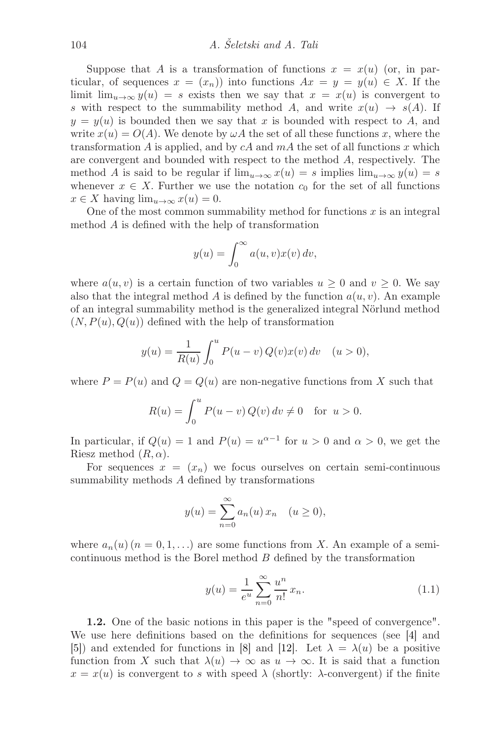Suppose that $A$ is a transformation of functions $x = x(u)$ (or, in particular, of sequences $x = (x_n)$) into functions $Ax = y = y(u) \in X$. If the limit $\lim_{u\to\infty} y(u) = s$ exists then we say that $x = x(u)$ is convergent to $s$ with respect to the summability method $A$, and write $x(u) \to s(A)$. If $y = y(u)$ is bounded then we say that $x$ is bounded with respect to $A$, and write $x(u) = O(A)$. We denote by $\omega A$ the set of all these functions $x$, where the transformation $A$ is applied, and by $cA$ and $mA$ the set of all functions $x$ which are convergent and bounded with respect to the method $A$, respectively. The method $A$ is said to be regular if $\lim_{u\to\infty} x(u) = s$ implies $\lim_{u\to\infty} y(u) = s$ whenever $x \in X$. Further we use the notation $c_0$ for the set of all functions $x \in X$ having $\lim_{u\to\infty} x(u) = 0$.

One of the most common summability method for functions $x$ is an integral method $A$ is defined with the help of transformation

$$y(u) = \int_0^\infty a(u,v)x(v)\,dv,$$

where $a(u,v)$ is a certain function of two variables $u \geq 0$ and $v \geq 0$. We say also that the integral method $A$ is defined by the function $a(u,v)$. An example of an integral summability method is the generalized integral Nörlund method $(N, P(u), Q(u))$ defined with the help of transformation

$$y(u) = \frac{1}{R(u)} \int_0^u P(u-v)\,Q(v)x(v)\,dv \quad (u > 0),$$

where $P = P(u)$ and $Q = Q(u)$ are non-negative functions from $X$ such that

$$R(u) = \int_0^u P(u-v)\,Q(v)\,dv \neq 0 \quad \text{for } u > 0.$$

In particular, if $Q(u) = 1$ and $P(u) = u^{\alpha-1}$ for $u > 0$ and $\alpha > 0$, we get the Riesz method $(R, \alpha)$.

For sequences $x = (x_n)$ we focus ourselves on certain semi-continuous summability methods $A$ defined by transformations

$$y(u) = \sum_{n=0}^\infty a_n(u)\,x_n \quad (u \geq 0),$$

where $a_n(u)\,(n = 0, 1, \ldots)$ are some functions from $X$. An example of a semi-continuous method is the Borel method $B$ defined by the transformation

$$y(u) = \frac{1}{e^u} \sum_{n=0}^\infty \frac{u^n}{n!}\,x_n. \tag{1.1}$$

**1.2.** One of the basic notions in this paper is the "speed of convergence". We use here definitions based on the definitions for sequences (see [4] and [5]) and extended for functions in [8] and [12]. Let $\lambda = \lambda(u)$ be a positive function from $X$ such that $\lambda(u) \to \infty$ as $u \to \infty$. It is said that a function $x = x(u)$ is convergent to $s$ with speed $\lambda$ (shortly: $\lambda$-convergent) if the finite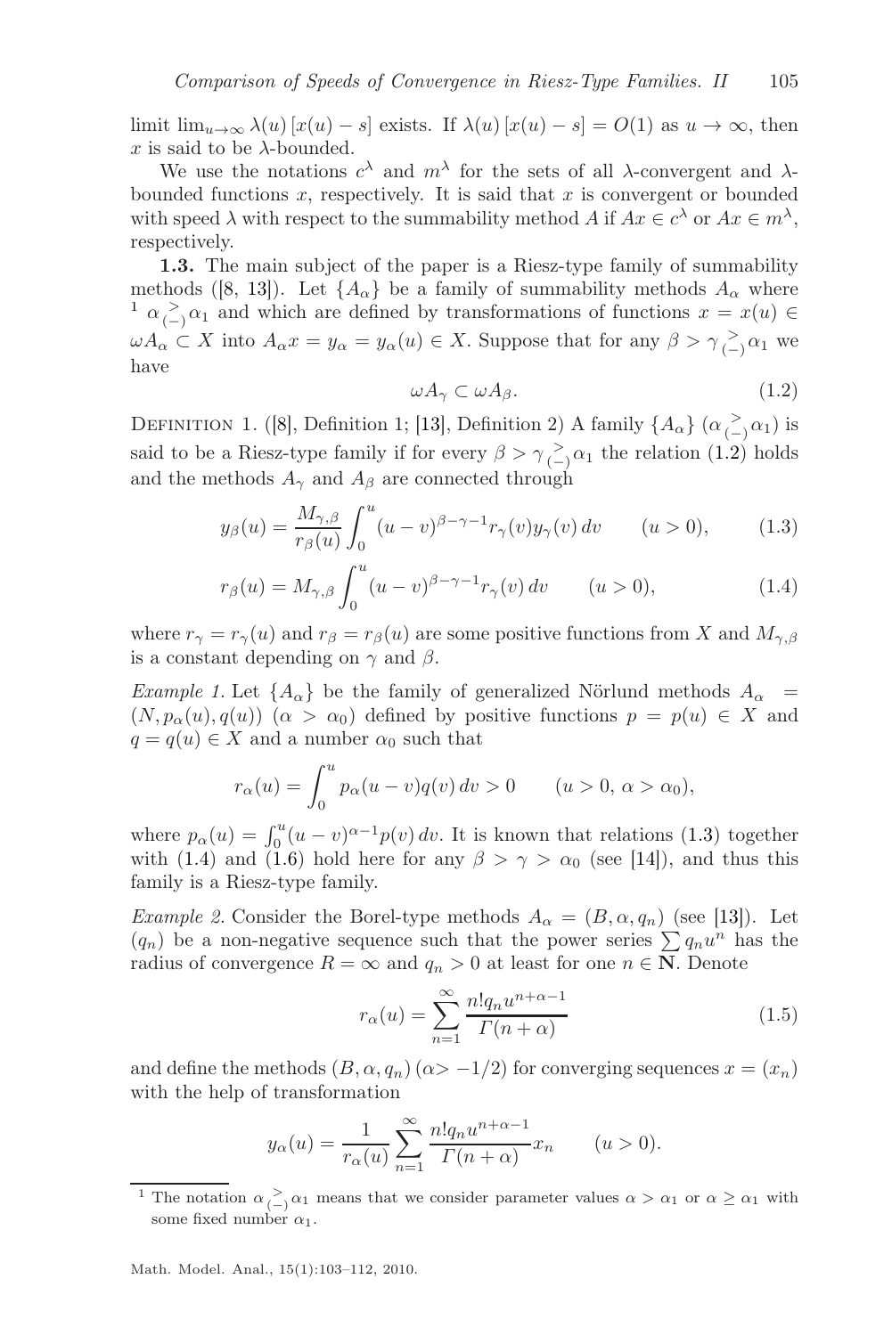limit $\lim_{u\to\infty} \lambda(u)\,[x(u) - s]$ exists. If $\lambda(u)\,[x(u) - s] = O(1)$ as $u \to \infty$, then $x$ is said to be $\lambda$-bounded.

We use the notations $c^\lambda$ and $m^\lambda$ for the sets of all $\lambda$-convergent and $\lambda$-bounded functions $x$, respectively. It is said that $x$ is convergent or bounded with speed $\lambda$ with respect to the summability method $A$ if $Ax \in c^\lambda$ or $Ax \in m^\lambda$, respectively.

**1.3.** The main subject of the paper is a Riesz-type family of summability methods ([8, 13]). Let $\{A_\alpha\}$ be a family of summability methods $A_\alpha$ where [1] $\alpha \underset{(-)}{>} \alpha_1$ and which are defined by transformations of functions $x = x(u) \in \omega A_\alpha \subset X$ into $A_\alpha x = y_\alpha = y_\alpha(u) \in X$. Suppose that for any $\beta > \gamma \underset{(-)}{>} \alpha_1$ we have

$$\omega A_\gamma \subset \omega A_\beta. \tag{1.2}$$

Definition 1. ([8], Definition 1; [13], Definition 2) A family $\{A_\alpha\}$ $(\alpha \underset{(-)}{>} \alpha_1)$ is said to be a Riesz-type family if for every $\beta > \gamma \underset{(-)}{>} \alpha_1$ the relation (1.2) holds and the methods $A_\gamma$ and $A_\beta$ are connected through

$$y_\beta(u) = \frac{M_{\gamma,\beta}}{r_\beta(u)} \int_0^u (u-v)^{\beta-\gamma-1} r_\gamma(v) y_\gamma(v)\, dv \qquad (u > 0), \tag{1.3}$$

$$r_\beta(u) = M_{\gamma,\beta} \int_0^u (u-v)^{\beta-\gamma-1} r_\gamma(v)\, dv \qquad (u > 0), \tag{1.4}$$

where $r_\gamma = r_\gamma(u)$ and $r_\beta = r_\beta(u)$ are some positive functions from $X$ and $M_{\gamma,\beta}$ is a constant depending on $\gamma$ and $\beta$.

*Example 1.* Let $\{A_\alpha\}$ be the family of generalized Nörlund methods $A_\alpha = (N, p_\alpha(u), q(u))$ $(\alpha > \alpha_0)$ defined by positive functions $p = p(u) \in X$ and $q = q(u) \in X$ and a number $\alpha_0$ such that

$$r_\alpha(u) = \int_0^u p_\alpha(u-v) q(v)\, dv > 0 \qquad (u > 0,\ \alpha > \alpha_0),$$

where $p_\alpha(u) = \int_0^u (u-v)^{\alpha-1} p(v)\, dv$. It is known that relations (1.3) together with (1.4) and (1.6) hold here for any $\beta > \gamma > \alpha_0$ (see [14]), and thus this family is a Riesz-type family.

*Example 2.* Consider the Borel-type methods $A_\alpha = (B, \alpha, q_n)$ (see [13]). Let $(q_n)$ be a non-negative sequence such that the power series $\sum q_n u^n$ has the radius of convergence $R = \infty$ and $q_n > 0$ at least for one $n \in \mathbf{N}$. Denote

$$r_\alpha(u) = \sum_{n=1}^{\infty} \frac{n!\, q_n u^{n+\alpha-1}}{\Gamma(n+\alpha)} \tag{1.5}$$

and define the methods $(B, \alpha, q_n)$ $(\alpha > -1/2)$ for converging sequences $x = (x_n)$ with the help of transformation

$$y_\alpha(u) = \frac{1}{r_\alpha(u)} \sum_{n=1}^{\infty} \frac{n!\, q_n u^{n+\alpha-1}}{\Gamma(n+\alpha)} x_n \qquad (u > 0).$$

---

[1] The notation $\alpha \underset{(-)}{>} \alpha_1$ means that we consider parameter values $\alpha > \alpha_1$ or $\alpha \geq \alpha_1$ with some fixed number $\alpha_1$.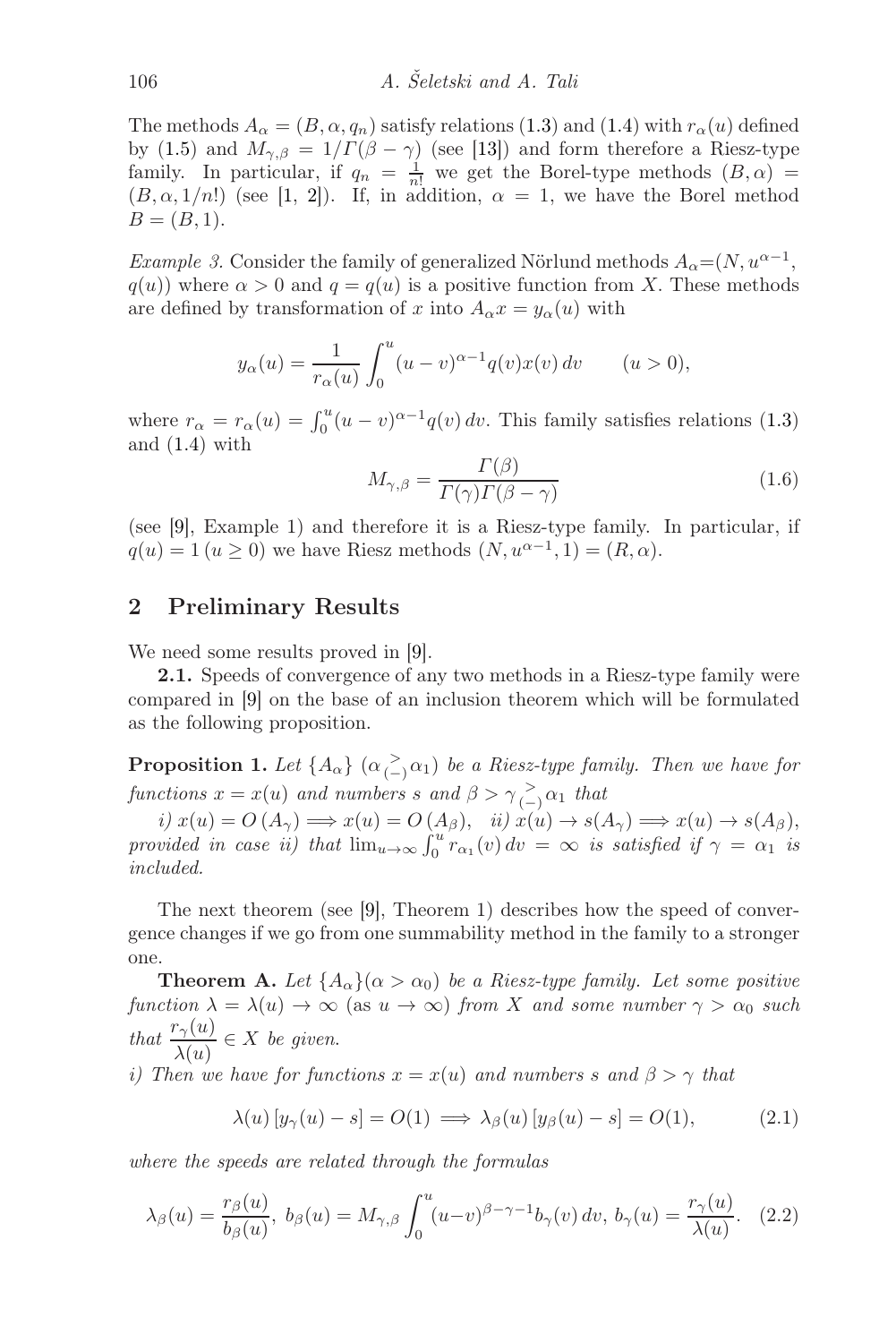The methods $A_\alpha = (B, \alpha, q_n)$ satisfy relations (1.3) and (1.4) with $r_\alpha(u)$ defined by (1.5) and $M_{\gamma,\beta} = 1/\Gamma(\beta - \gamma)$ (see [13]) and form therefore a Riesz-type family. In particular, if $q_n = \frac{1}{n!}$ we get the Borel-type methods $(B, \alpha) = (B, \alpha, 1/n!)$ (see [1, 2]). If, in addition, $\alpha = 1$, we have the Borel method $B = (B, 1)$.

*Example 3.* Consider the family of generalized Nörlund methods $A_\alpha = (N, u^{\alpha-1}, q(u))$ where $\alpha > 0$ and $q = q(u)$ is a positive function from $X$. These methods are defined by transformation of $x$ into $A_\alpha x = y_\alpha(u)$ with

$$y_\alpha(u) = \frac{1}{r_\alpha(u)} \int_0^u (u - v)^{\alpha-1} q(v) x(v)\, dv \qquad (u > 0),$$

where $r_\alpha = r_\alpha(u) = \int_0^u (u - v)^{\alpha-1} q(v)\, dv$. This family satisfies relations (1.3) and (1.4) with

$$M_{\gamma,\beta} = \frac{\Gamma(\beta)}{\Gamma(\gamma)\Gamma(\beta - \gamma)} \tag{1.6}$$

(see [9], Example 1) and therefore it is a Riesz-type family. In particular, if $q(u) = 1\, (u \geq 0)$ we have Riesz methods $(N, u^{\alpha-1}, 1) = (R, \alpha)$.

## 2 Preliminary Results

We need some results proved in [9].

**2.1.** Speeds of convergence of any two methods in a Riesz-type family were compared in [9] on the base of an inclusion theorem which will be formulated as the following proposition.

**Proposition 1.** *Let $\{A_\alpha\}$ $(\alpha \underset{(-)}{>} \alpha_1)$ be a Riesz-type family. Then we have for functions $x = x(u)$ and numbers $s$ and $\beta > \gamma \underset{(-)}{>} \alpha_1$ that*

*i) $x(u) = O\,(A_\gamma) \Longrightarrow x(u) = O\,(A_\beta)$, ii) $x(u) \to s(A_\gamma) \Longrightarrow x(u) \to s(A_\beta)$, provided in case ii) that $\lim_{u\to\infty} \int_0^u r_{\alpha_1}(v)\, dv = \infty$ is satisfied if $\gamma = \alpha_1$ is included.*

The next theorem (see [9], Theorem 1) describes how the speed of convergence changes if we go from one summability method in the family to a stronger one.

**Theorem A.** *Let $\{A_\alpha\}(\alpha > \alpha_0)$ be a Riesz-type family. Let some positive function $\lambda = \lambda(u) \to \infty$ (as $u \to \infty$) from $X$ and some number $\gamma > \alpha_0$ such that $\dfrac{r_\gamma(u)}{\lambda(u)} \in X$ be given.*

*i) Then we have for functions $x = x(u)$ and numbers $s$ and $\beta > \gamma$ that*

$$\lambda(u)\,[y_\gamma(u) - s] = O(1) \Longrightarrow \lambda_\beta(u)\,[y_\beta(u) - s] = O(1), \tag{2.1}$$

*where the speeds are related through the formulas*

$$\lambda_\beta(u) = \frac{r_\beta(u)}{b_\beta(u)},\ b_\beta(u) = M_{\gamma,\beta} \int_0^u (u-v)^{\beta-\gamma-1} b_\gamma(v)\, dv,\ b_\gamma(u) = \frac{r_\gamma(u)}{\lambda(u)}. \tag{2.2}$$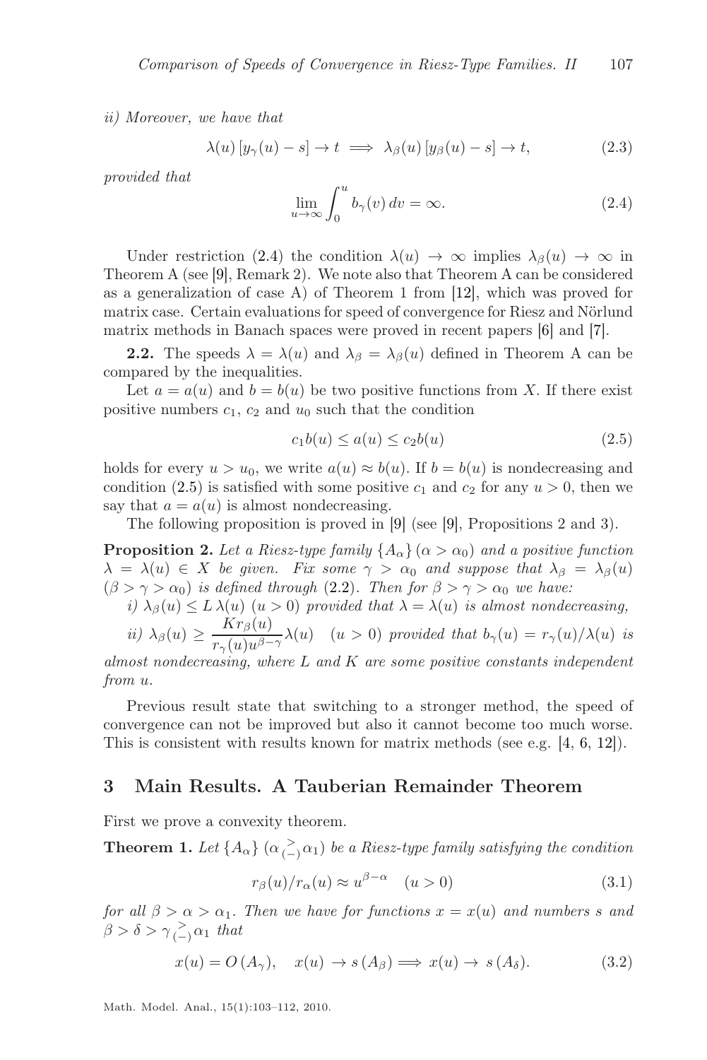*ii) Moreover, we have that*

$$\lambda(u)\,[y_\gamma(u) - s] \to t \implies \lambda_\beta(u)\,[y_\beta(u) - s] \to t, \tag{2.3}$$

*provided that*

$$\lim_{u\to\infty} \int_0^u b_\gamma(v)\,dv = \infty. \tag{2.4}$$

Under restriction (2.4) the condition $\lambda(u) \to \infty$ implies $\lambda_\beta(u) \to \infty$ in Theorem A (see [9], Remark 2). We note also that Theorem A can be considered as a generalization of case A) of Theorem 1 from [12], which was proved for matrix case. Certain evaluations for speed of convergence for Riesz and Nörlund matrix methods in Banach spaces were proved in recent papers [6] and [7].

**2.2.** The speeds $\lambda = \lambda(u)$ and $\lambda_\beta = \lambda_\beta(u)$ defined in Theorem A can be compared by the inequalities.

Let $a = a(u)$ and $b = b(u)$ be two positive functions from $X$. If there exist positive numbers $c_1$, $c_2$ and $u_0$ such that the condition

$$c_1 b(u) \le a(u) \le c_2 b(u) \tag{2.5}$$

holds for every $u > u_0$, we write $a(u) \approx b(u)$. If $b = b(u)$ is nondecreasing and condition (2.5) is satisfied with some positive $c_1$ and $c_2$ for any $u > 0$, then we say that $a = a(u)$ is almost nondecreasing.

The following proposition is proved in [9] (see [9], Propositions 2 and 3).

**Proposition 2.** *Let a Riesz-type family $\{A_\alpha\}$ $(\alpha > \alpha_0)$ and a positive function $\lambda = \lambda(u) \in X$ be given. Fix some $\gamma > \alpha_0$ and suppose that $\lambda_\beta = \lambda_\beta(u)$ $(\beta > \gamma > \alpha_0)$ is defined through* (2.2)*. Then for $\beta > \gamma > \alpha_0$ we have:*

*i) $\lambda_\beta(u) \le L\,\lambda(u)$ $(u > 0)$ provided that $\lambda = \lambda(u)$ is almost nondecreasing,*

*ii) $\lambda_\beta(u) \ge \dfrac{K r_\beta(u)}{r_\gamma(u) u^{\beta-\gamma}} \lambda(u)$ $\quad (u > 0)$ provided that $b_\gamma(u) = r_\gamma(u)/\lambda(u)$ is almost nondecreasing, where $L$ and $K$ are some positive constants independent from $u$.*

Previous result state that switching to a stronger method, the speed of convergence can not be improved but also it cannot become too much worse. This is consistent with results known for matrix methods (see e.g. [4, 6, 12]).

## 3 Main Results. A Tauberian Remainder Theorem

First we prove a convexity theorem.

**Theorem 1.** *Let $\{A_\alpha\}$ $(\alpha \underset{(-)}{>} \alpha_1)$ be a Riesz-type family satisfying the condition*

$$r_\beta(u)/r_\alpha(u) \approx u^{\beta-\alpha} \quad (u > 0) \tag{3.1}$$

*for all $\beta > \alpha > \alpha_1$. Then we have for functions $x = x(u)$ and numbers $s$ and $\beta > \delta > \gamma \underset{(-)}{>} \alpha_1$ that*

$$x(u) = O\,(A_\gamma), \quad x(u) \to s\,(A_\beta) \Longrightarrow x(u) \to s\,(A_\delta). \tag{3.2}$$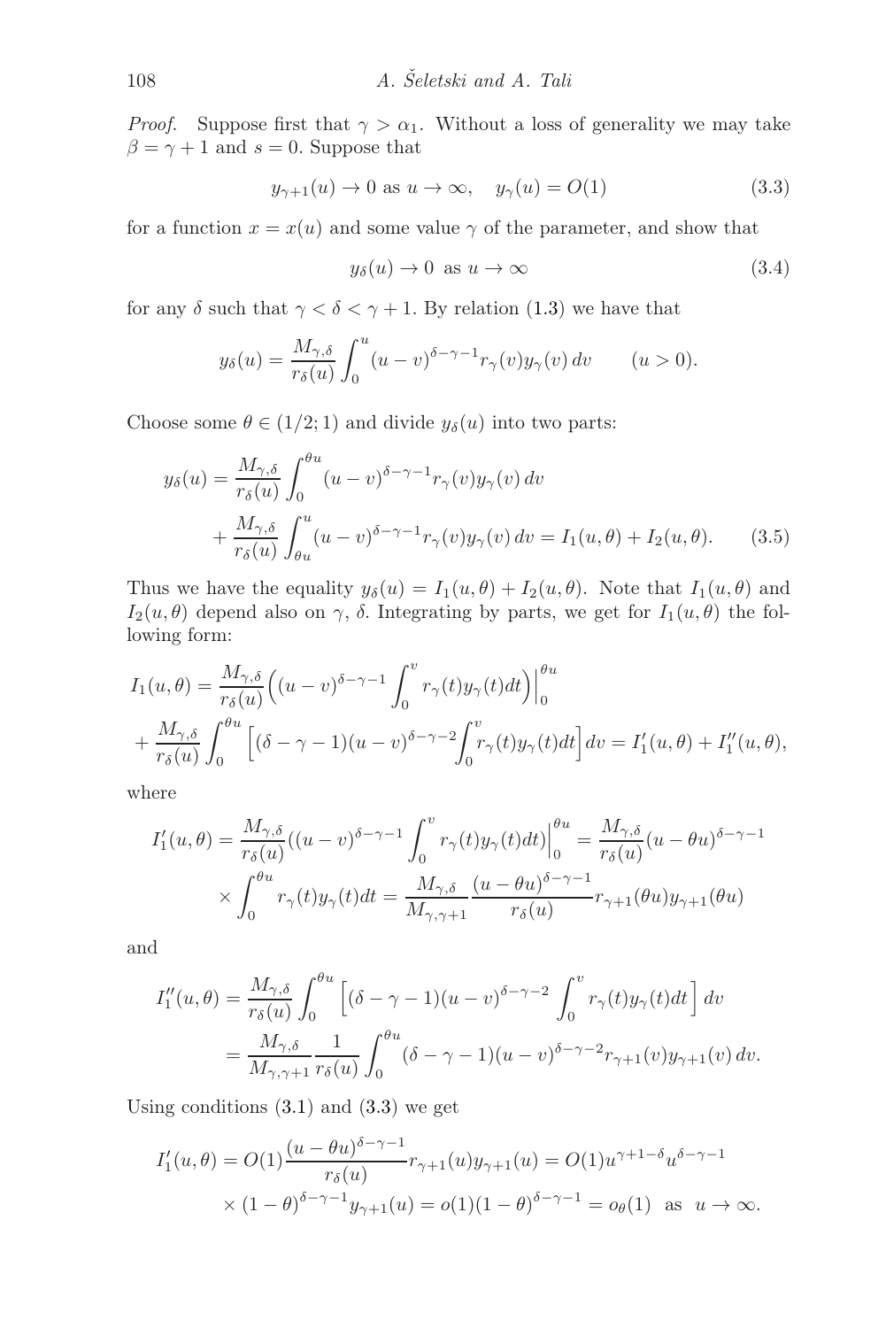*Proof.* Suppose first that $\gamma > \alpha_1$. Without a loss of generality we may take $\beta = \gamma + 1$ and $s = 0$. Suppose that

$$y_{\gamma+1}(u) \to 0 \text{ as } u \to \infty, \quad y_\gamma(u) = O(1) \tag{3.3}$$

for a function $x = x(u)$ and some value $\gamma$ of the parameter, and show that

$$y_\delta(u) \to 0 \text{ as } u \to \infty \tag{3.4}$$

for any $\delta$ such that $\gamma < \delta < \gamma + 1$. By relation (1.3) we have that

$$y_\delta(u) = \frac{M_{\gamma,\delta}}{r_\delta(u)} \int_0^u (u-v)^{\delta-\gamma-1} r_\gamma(v) y_\gamma(v)\, dv \qquad (u > 0).$$

Choose some $\theta \in (1/2; 1)$ and divide $y_\delta(u)$ into two parts:

$$\begin{aligned} y_\delta(u) &= \frac{M_{\gamma,\delta}}{r_\delta(u)} \int_0^{\theta u} (u-v)^{\delta-\gamma-1} r_\gamma(v) y_\gamma(v)\, dv \\ &+ \frac{M_{\gamma,\delta}}{r_\delta(u)} \int_{\theta u}^u (u-v)^{\delta-\gamma-1} r_\gamma(v) y_\gamma(v)\, dv = I_1(u,\theta) + I_2(u,\theta). \end{aligned} \tag{3.5}$$

Thus we have the equality $y_\delta(u) = I_1(u,\theta) + I_2(u,\theta)$. Note that $I_1(u,\theta)$ and $I_2(u,\theta)$ depend also on $\gamma$, $\delta$. Integrating by parts, we get for $I_1(u,\theta)$ the following form:

$$\begin{aligned} I_1(u,\theta) &= \frac{M_{\gamma,\delta}}{r_\delta(u)} \Big( (u-v)^{\delta-\gamma-1} \int_0^v r_\gamma(t) y_\gamma(t) dt \Big)\Big|_0^{\theta u} \\ &+ \frac{M_{\gamma,\delta}}{r_\delta(u)} \int_0^{\theta u} \Big[ (\delta-\gamma-1)(u-v)^{\delta-\gamma-2} \int_0^v r_\gamma(t) y_\gamma(t) dt \Big] dv = I_1'(u,\theta) + I_1''(u,\theta), \end{aligned}$$

where

$$\begin{aligned} I_1'(u,\theta) &= \frac{M_{\gamma,\delta}}{r_\delta(u)} ((u-v)^{\delta-\gamma-1} \int_0^v r_\gamma(t) y_\gamma(t) dt)\Big|_0^{\theta u} = \frac{M_{\gamma,\delta}}{r_\delta(u)} (u-\theta u)^{\delta-\gamma-1} \\ &\times \int_0^{\theta u} r_\gamma(t) y_\gamma(t) dt = \frac{M_{\gamma,\delta}}{M_{\gamma,\gamma+1}} \frac{(u-\theta u)^{\delta-\gamma-1}}{r_\delta(u)} r_{\gamma+1}(\theta u) y_{\gamma+1}(\theta u) \end{aligned}$$

and

$$\begin{aligned} I_1''(u,\theta) &= \frac{M_{\gamma,\delta}}{r_\delta(u)} \int_0^{\theta u} \Big[ (\delta-\gamma-1)(u-v)^{\delta-\gamma-2} \int_0^v r_\gamma(t) y_\gamma(t) dt \Big] dv \\ &= \frac{M_{\gamma,\delta}}{M_{\gamma,\gamma+1}} \frac{1}{r_\delta(u)} \int_0^{\theta u} (\delta-\gamma-1)(u-v)^{\delta-\gamma-2} r_{\gamma+1}(v) y_{\gamma+1}(v)\, dv. \end{aligned}$$

Using conditions (3.1) and (3.3) we get

$$\begin{aligned} I_1'(u,\theta) &= O(1) \frac{(u-\theta u)^{\delta-\gamma-1}}{r_\delta(u)} r_{\gamma+1}(u) y_{\gamma+1}(u) = O(1) u^{\gamma+1-\delta} u^{\delta-\gamma-1} \\ &\times (1-\theta)^{\delta-\gamma-1} y_{\gamma+1}(u) = o(1)(1-\theta)^{\delta-\gamma-1} = o_\theta(1) \ \text{ as } \ u \to \infty. \end{aligned}$$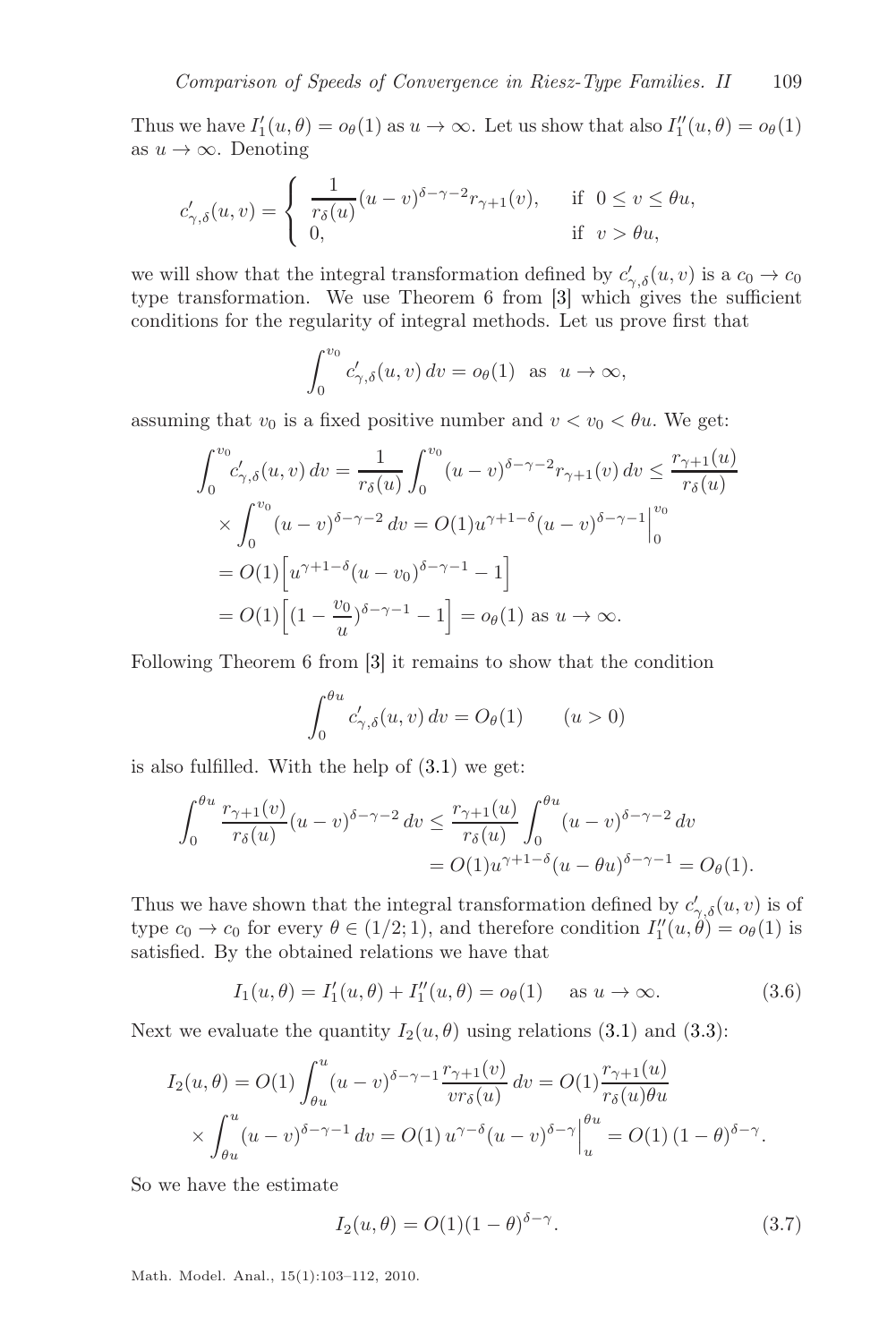Thus we have $I_1'(u,\theta) = o_\theta(1)$ as $u \to \infty$. Let us show that also $I_1''(u,\theta) = o_\theta(1)$ as $u \to \infty$. Denoting

$$c'_{\gamma,\delta}(u,v) = \begin{cases} \dfrac{1}{r_\delta(u)}(u-v)^{\delta-\gamma-2} r_{\gamma+1}(v), & \text{if } 0 \le v \le \theta u, \\ 0, & \text{if } v > \theta u, \end{cases}$$

we will show that the integral transformation defined by $c'_{\gamma,\delta}(u,v)$ is a $c_0 \to c_0$ type transformation. We use Theorem 6 from [3] which gives the sufficient conditions for the regularity of integral methods. Let us prove first that

$$\int_0^{v_0} c'_{\gamma,\delta}(u,v)\,dv = o_\theta(1) \quad \text{as} \quad u \to \infty,$$

assuming that $v_0$ is a fixed positive number and $v < v_0 < \theta u$. We get:

$$\begin{aligned}
\int_0^{v_0} c'_{\gamma,\delta}(u,v)\,dv &= \frac{1}{r_\delta(u)} \int_0^{v_0} (u-v)^{\delta-\gamma-2} r_{\gamma+1}(v)\,dv \le \frac{r_{\gamma+1}(u)}{r_\delta(u)} \\
&\times \int_0^{v_0} (u-v)^{\delta-\gamma-2}\,dv = O(1) u^{\gamma+1-\delta} (u-v)^{\delta-\gamma-1} \Big|_0^{v_0} \\
&= O(1) \Big[ u^{\gamma+1-\delta} (u-v_0)^{\delta-\gamma-1} - 1 \Big] \\
&= O(1) \Big[ (1 - \frac{v_0}{u})^{\delta-\gamma-1} - 1 \Big] = o_\theta(1) \text{ as } u \to \infty.
\end{aligned}$$

Following Theorem 6 from [3] it remains to show that the condition

$$\int_0^{\theta u} c'_{\gamma,\delta}(u,v)\,dv = O_\theta(1) \qquad (u > 0)$$

is also fulfilled. With the help of (3.1) we get:

$$\begin{aligned}
\int_0^{\theta u} \frac{r_{\gamma+1}(v)}{r_\delta(u)} (u-v)^{\delta-\gamma-2}\,dv &\le \frac{r_{\gamma+1}(u)}{r_\delta(u)} \int_0^{\theta u} (u-v)^{\delta-\gamma-2}\,dv \\
&= O(1) u^{\gamma+1-\delta} (u-\theta u)^{\delta-\gamma-1} = O_\theta(1).
\end{aligned}$$

Thus we have shown that the integral transformation defined by $c'_{\gamma,\delta}(u,v)$ is of type $c_0 \to c_0$ for every $\theta \in (1/2;1)$, and therefore condition $I_1''(u,\theta) = o_\theta(1)$ is satisfied. By the obtained relations we have that

$$I_1(u,\theta) = I_1'(u,\theta) + I_1''(u,\theta) = o_\theta(1) \quad \text{ as } u \to \infty. \tag{3.6}$$

Next we evaluate the quantity $I_2(u,\theta)$ using relations (3.1) and (3.3):

$$\begin{aligned}
I_2(u,\theta) &= O(1) \int_{\theta u}^u (u-v)^{\delta-\gamma-1} \frac{r_{\gamma+1}(v)}{v r_\delta(u)}\,dv = O(1) \frac{r_{\gamma+1}(u)}{r_\delta(u)\theta u} \\
&\times \int_{\theta u}^u (u-v)^{\delta-\gamma-1}\,dv = O(1)\, u^{\gamma-\delta} (u-v)^{\delta-\gamma} \Big|_u^{\theta u} = O(1)\,(1-\theta)^{\delta-\gamma}.
\end{aligned}$$

So we have the estimate

$$I_2(u,\theta) = O(1)(1-\theta)^{\delta-\gamma}. \tag{3.7}$$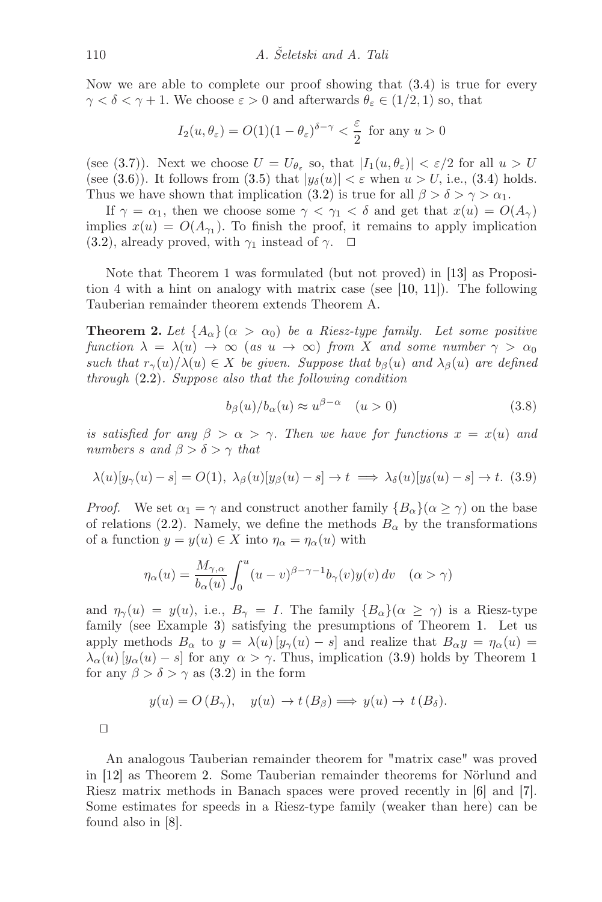Now we are able to complete our proof showing that (3.4) is true for every $\gamma < \delta < \gamma + 1$. We choose $\varepsilon > 0$ and afterwards $\theta_\varepsilon \in (1/2, 1)$ so, that

$$I_2(u, \theta_\varepsilon) = O(1)(1-\theta_\varepsilon)^{\delta-\gamma} < \frac{\varepsilon}{2} \text{ for any } u > 0$$

(see (3.7)). Next we choose $U = U_{\theta_\varepsilon}$ so, that $|I_1(u, \theta_\varepsilon)| < \varepsilon/2$ for all $u > U$ (see (3.6)). It follows from (3.5) that $|y_\delta(u)| < \varepsilon$ when $u > U$, i.e., (3.4) holds. Thus we have shown that implication (3.2) is true for all $\beta > \delta > \gamma > \alpha_1$.

If $\gamma = \alpha_1$, then we choose some $\gamma < \gamma_1 < \delta$ and get that $x(u) = O(A_\gamma)$ implies $x(u) = O(A_{\gamma_1})$. To finish the proof, it remains to apply implication (3.2), already proved, with $\gamma_1$ instead of $\gamma$. □

Note that Theorem 1 was formulated (but not proved) in [13] as Proposition 4 with a hint on analogy with matrix case (see [10, 11]). The following Tauberian remainder theorem extends Theorem A.

**Theorem 2.** *Let $\{A_\alpha\}\,(\alpha > \alpha_0)$ be a Riesz-type family. Let some positive function $\lambda = \lambda(u) \to \infty$ (as $u \to \infty$) from $X$ and some number $\gamma > \alpha_0$ such that $r_\gamma(u)/\lambda(u) \in X$ be given. Suppose that $b_\beta(u)$ and $\lambda_\beta(u)$ are defined through* (2.2)*. Suppose also that the following condition*

$$b_\beta(u)/b_\alpha(u) \approx u^{\beta-\alpha} \quad (u > 0) \tag{3.8}$$

*is satisfied for any $\beta > \alpha > \gamma$. Then we have for functions $x = x(u)$ and numbers $s$ and $\beta > \delta > \gamma$ that*

$$\lambda(u)[y_\gamma(u) - s] = O(1),\ \lambda_\beta(u)[y_\beta(u) - s] \to t \implies \lambda_\delta(u)[y_\delta(u) - s] \to t. \tag{3.9}$$

*Proof.* We set $\alpha_1 = \gamma$ and construct another family $\{B_\alpha\}(\alpha \geq \gamma)$ on the base of relations (2.2). Namely, we define the methods $B_\alpha$ by the transformations of a function $y = y(u) \in X$ into $\eta_\alpha = \eta_\alpha(u)$ with

$$\eta_\alpha(u) = \frac{M_{\gamma,\alpha}}{b_\alpha(u)} \int_0^u (u-v)^{\beta-\gamma-1} b_\gamma(v) y(v)\, dv \quad (\alpha > \gamma)$$

and $\eta_\gamma(u) = y(u)$, i.e., $B_\gamma = I$. The family $\{B_\alpha\}(\alpha \geq \gamma)$ is a Riesz-type family (see Example 3) satisfying the presumptions of Theorem 1. Let us apply methods $B_\alpha$ to $y = \lambda(u)\,[y_\gamma(u) - s]$ and realize that $B_\alpha y = \eta_\alpha(u) = \lambda_\alpha(u)\,[y_\alpha(u) - s]$ for any $\alpha > \gamma$. Thus, implication (3.9) holds by Theorem 1 for any $\beta > \delta > \gamma$ as (3.2) in the form

$$y(u) = O\,(B_\gamma), \quad y(u) \to t\,(B_\beta) \Longrightarrow y(u) \to t\,(B_\delta).$$

□

An analogous Tauberian remainder theorem for "matrix case" was proved in [12] as Theorem 2. Some Tauberian remainder theorems for Nörlund and Riesz matrix methods in Banach spaces were proved recently in [6] and [7]. Some estimates for speeds in a Riesz-type family (weaker than here) can be found also in [8].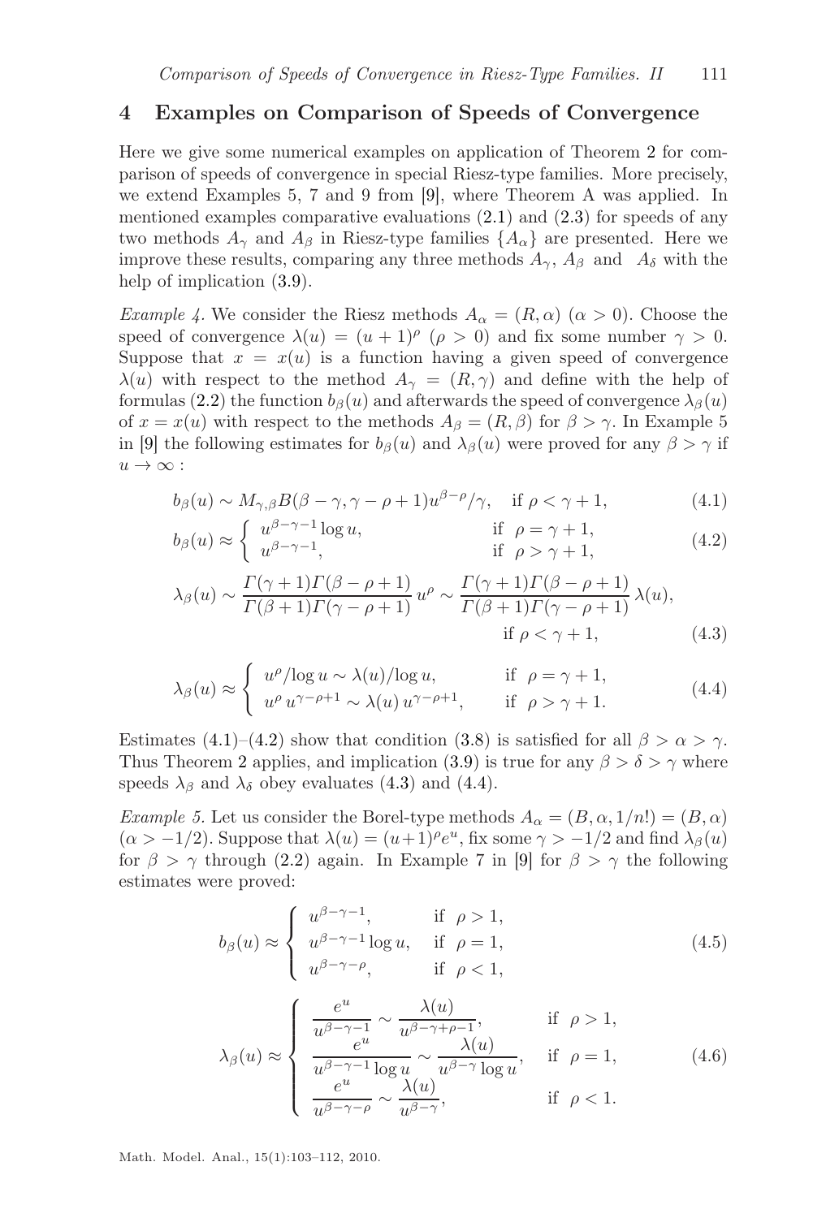## 4 Examples on Comparison of Speeds of Convergence

Here we give some numerical examples on application of Theorem 2 for comparison of speeds of convergence in special Riesz-type families. More precisely, we extend Examples 5, 7 and 9 from [9], where Theorem A was applied. In mentioned examples comparative evaluations (2.1) and (2.3) for speeds of any two methods $A_\gamma$ and $A_\beta$ in Riesz-type families $\{A_\alpha\}$ are presented. Here we improve these results, comparing any three methods $A_\gamma$, $A_\beta$ and $A_\delta$ with the help of implication (3.9).

*Example 4.* We consider the Riesz methods $A_\alpha = (R, \alpha)$ $(\alpha > 0)$. Choose the speed of convergence $\lambda(u) = (u+1)^\rho$ $(\rho > 0)$ and fix some number $\gamma > 0$. Suppose that $x = x(u)$ is a function having a given speed of convergence $\lambda(u)$ with respect to the method $A_\gamma = (R, \gamma)$ and define with the help of formulas (2.2) the function $b_\beta(u)$ and afterwards the speed of convergence $\lambda_\beta(u)$ of $x = x(u)$ with respect to the methods $A_\beta = (R, \beta)$ for $\beta > \gamma$. In Example 5 in [9] the following estimates for $b_\beta(u)$ and $\lambda_\beta(u)$ were proved for any $\beta > \gamma$ if $u \to \infty$ :

$$b_\beta(u) \sim M_{\gamma,\beta} B(\beta - \gamma, \gamma - \rho + 1) u^{\beta-\rho}/\gamma, \quad \text{if } \rho < \gamma + 1, \tag{4.1}$$

$$b_\beta(u) \approx \begin{cases} u^{\beta-\gamma-1} \log u, & \text{if } \rho = \gamma + 1, \\ u^{\beta-\gamma-1}, & \text{if } \rho > \gamma + 1, \end{cases} \tag{4.2}$$

$$\lambda_\beta(u) \sim \frac{\Gamma(\gamma+1)\Gamma(\beta-\rho+1)}{\Gamma(\beta+1)\Gamma(\gamma-\rho+1)} u^\rho \sim \frac{\Gamma(\gamma+1)\Gamma(\beta-\rho+1)}{\Gamma(\beta+1)\Gamma(\gamma-\rho+1)} \lambda(u), \quad \text{if } \rho < \gamma + 1, \tag{4.3}$$

$$\lambda_\beta(u) \approx \begin{cases} u^\rho / \log u \sim \lambda(u)/\log u, & \text{if } \rho = \gamma + 1, \\ u^\rho \, u^{\gamma-\rho+1} \sim \lambda(u) \, u^{\gamma-\rho+1}, & \text{if } \rho > \gamma + 1. \end{cases} \tag{4.4}$$

Estimates (4.1)–(4.2) show that condition (3.8) is satisfied for all $\beta > \alpha > \gamma$. Thus Theorem 2 applies, and implication (3.9) is true for any $\beta > \delta > \gamma$ where speeds $\lambda_\beta$ and $\lambda_\delta$ obey evaluates (4.3) and (4.4).

*Example 5.* Let us consider the Borel-type methods $A_\alpha = (B, \alpha, 1/n!) = (B, \alpha)$ $(\alpha > -1/2)$. Suppose that $\lambda(u) = (u+1)^\rho e^u$, fix some $\gamma > -1/2$ and find $\lambda_\beta(u)$ for $\beta > \gamma$ through (2.2) again. In Example 7 in [9] for $\beta > \gamma$ the following estimates were proved:

$$b_\beta(u) \approx \begin{cases} u^{\beta-\gamma-1}, & \text{if } \rho > 1, \\ u^{\beta-\gamma-1} \log u, & \text{if } \rho = 1, \\ u^{\beta-\gamma-\rho}, & \text{if } \rho < 1, \end{cases} \tag{4.5}$$

$$\lambda_\beta(u) \approx \begin{cases} \dfrac{e^u}{u^{\beta-\gamma-1}} \sim \dfrac{\lambda(u)}{u^{\beta-\gamma+\rho-1}}, & \text{if } \rho > 1, \\ \dfrac{e^u}{u^{\beta-\gamma-1} \log u} \sim \dfrac{\lambda(u)}{u^{\beta-\gamma} \log u}, & \text{if } \rho = 1, \\ \dfrac{e^u}{u^{\beta-\gamma-\rho}} \sim \dfrac{\lambda(u)}{u^{\beta-\gamma}}, & \text{if } \rho < 1. \end{cases} \tag{4.6}$$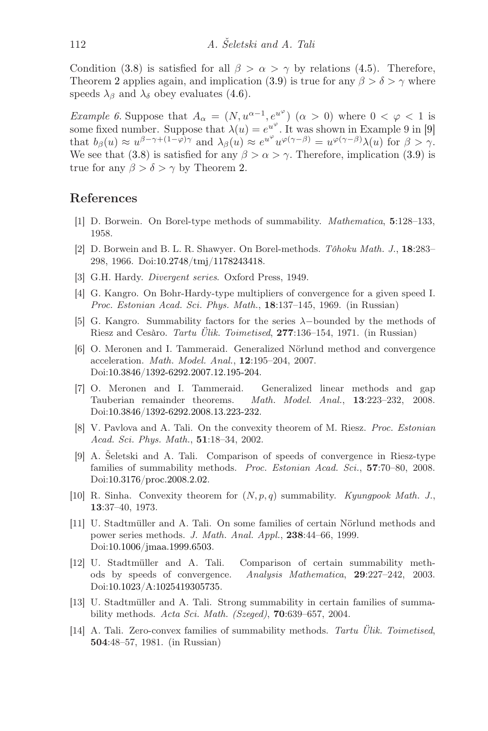Condition (3.8) is satisfied for all $\beta > \alpha > \gamma$ by relations (4.5). Therefore, Theorem 2 applies again, and implication (3.9) is true for any $\beta > \delta > \gamma$ where speeds $\lambda_\beta$ and $\lambda_\delta$ obey evaluates (4.6).

*Example 6.* Suppose that $A_\alpha = (N, u^{\alpha-1}, e^{u^\varphi})$ ($\alpha > 0$) where $0 < \varphi < 1$ is some fixed number. Suppose that $\lambda(u) = e^{u^\varphi}$. It was shown in Example 9 in [9] that $b_\beta(u) \approx u^{\beta-\gamma+(1-\varphi)\gamma}$ and $\lambda_\beta(u) \approx e^{u^\varphi} u^{\varphi(\gamma-\beta)} = u^{\varphi(\gamma-\beta)}\lambda(u)$ for $\beta > \gamma$. We see that (3.8) is satisfied for any $\beta > \alpha > \gamma$. Therefore, implication (3.9) is true for any $\beta > \delta > \gamma$ by Theorem 2.

## References

[1] D. Borwein. On Borel-type methods of summability. *Mathematica*, **5**:128–133, 1958.

[2] D. Borwein and B. L. R. Shawyer. On Borel-methods. *Tôhoku Math. J.*, **18**:283–298, 1966. Doi:10.2748/tmj/1178243418.

[3] G.H. Hardy. *Divergent series*. Oxford Press, 1949.

[4] G. Kangro. On Bohr-Hardy-type multipliers of convergence for a given speed I. *Proc. Estonian Acad. Sci. Phys. Math.*, **18**:137–145, 1969. (in Russian)

[5] G. Kangro. Summability factors for the series $\lambda$−bounded by the methods of Riesz and Cesàro. *Tartu Ülik. Toimetised*, **277**:136–154, 1971. (in Russian)

[6] O. Meronen and I. Tammeraid. Generalized Nörlund method and convergence acceleration. *Math. Model. Anal.*, **12**:195–204, 2007. Doi:10.3846/1392-6292.2007.12.195-204.

[7] O. Meronen and I. Tammeraid. Generalized linear methods and gap Tauberian remainder theorems. *Math. Model. Anal.*, **13**:223–232, 2008. Doi:10.3846/1392-6292.2008.13.223-232.

[8] V. Pavlova and A. Tali. On the convexity theorem of M. Riesz. *Proc. Estonian Acad. Sci. Phys. Math.*, **51**:18–34, 2002.

[9] A. Šeletski and A. Tali. Comparison of speeds of convergence in Riesz-type families of summability methods. *Proc. Estonian Acad. Sci.*, **57**:70–80, 2008. Doi:10.3176/proc.2008.2.02.

[10] R. Sinha. Convexity theorem for $(N, p, q)$ summability. *Kyungpook Math. J.*, **13**:37–40, 1973.

[11] U. Stadtmüller and A. Tali. On some families of certain Nörlund methods and power series methods. *J. Math. Anal. Appl.*, **238**:44–66, 1999. Doi:10.1006/jmaa.1999.6503.

[12] U. Stadtmüller and A. Tali. Comparison of certain summability methods by speeds of convergence. *Analysis Mathematica*, **29**:227–242, 2003. Doi:10.1023/A:1025419305735.

[13] U. Stadtmüller and A. Tali. Strong summability in certain families of summability methods. *Acta Sci. Math. (Szeged)*, **70**:639–657, 2004.

[14] A. Tali. Zero-convex families of summability methods. *Tartu Ülik. Toimetised*, **504**:48–57, 1981. (in Russian)